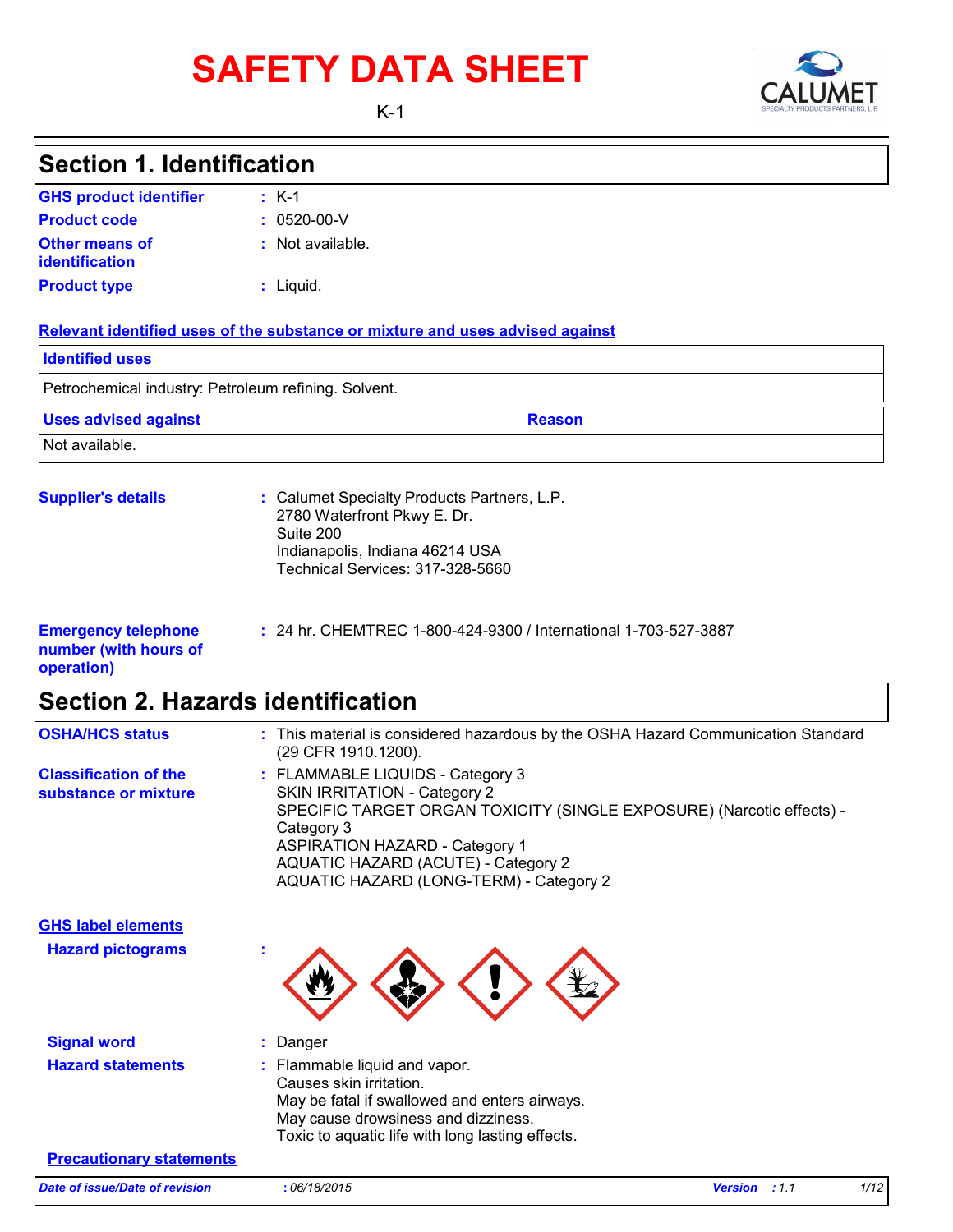# SAFETY DATA SHEET

K-1

## Section 1. Identification

**GHS product identifier** : K-1

**Product code** : 0520-00-V

**Other means of identification** : Not available.

**Product type** : Liquid.

**Relevant identified uses of the substance or mixture and uses advised against**

| Identified uses |
| --- |
| Petrochemical industry: Petroleum refining. Solvent. |

| Uses advised against | Reason |
| --- | --- |
| Not available. | |

**Supplier's details** : Calumet Specialty Products Partners, L.P.
2780 Waterfront Pkwy E. Dr.
Suite 200
Indianapolis, Indiana 46214 USA
Technical Services: 317-328-5660

**Emergency telephone number (with hours of operation)** : 24 hr. CHEMTREC 1-800-424-9300 / International 1-703-527-3887

## Section 2. Hazards identification

**OSHA/HCS status** : This material is considered hazardous by the OSHA Hazard Communication Standard (29 CFR 1910.1200).

**Classification of the substance or mixture** : FLAMMABLE LIQUIDS - Category 3
SKIN IRRITATION - Category 2
SPECIFIC TARGET ORGAN TOXICITY (SINGLE EXPOSURE) (Narcotic effects) - Category 3
ASPIRATION HAZARD - Category 1
AQUATIC HAZARD (ACUTE) - Category 2
AQUATIC HAZARD (LONG-TERM) - Category 2

**GHS label elements**

**Hazard pictograms** :

**Signal word** : Danger

**Hazard statements** : Flammable liquid and vapor.
Causes skin irritation.
May be fatal if swallowed and enters airways.
May cause drowsiness and dizziness.
Toxic to aquatic life with long lasting effects.

**Precautionary statements**

*Date of issue/Date of revision* : 06/18/2015 *Version* : 1.1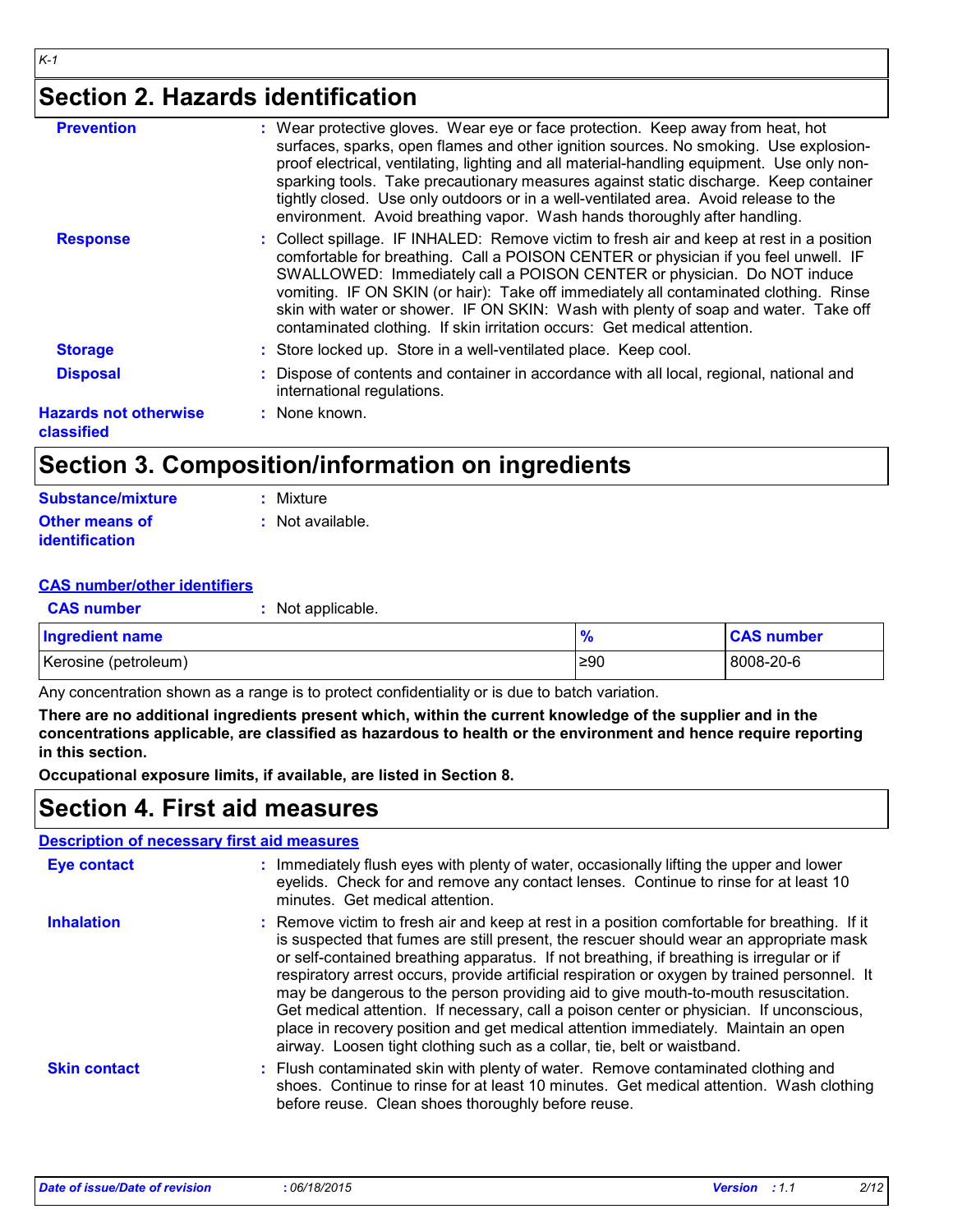## Section 2. Hazards identification

**Prevention** : Wear protective gloves. Wear eye or face protection. Keep away from heat, hot surfaces, sparks, open flames and other ignition sources. No smoking. Use explosion-proof electrical, ventilating, lighting and all material-handling equipment. Use only non-sparking tools. Take precautionary measures against static discharge. Keep container tightly closed. Use only outdoors or in a well-ventilated area. Avoid release to the environment. Avoid breathing vapor. Wash hands thoroughly after handling.

**Response** : Collect spillage. IF INHALED: Remove victim to fresh air and keep at rest in a position comfortable for breathing. Call a POISON CENTER or physician if you feel unwell. IF SWALLOWED: Immediately call a POISON CENTER or physician. Do NOT induce vomiting. IF ON SKIN (or hair): Take off immediately all contaminated clothing. Rinse skin with water or shower. IF ON SKIN: Wash with plenty of soap and water. Take off contaminated clothing. If skin irritation occurs: Get medical attention.

**Storage** : Store locked up. Store in a well-ventilated place. Keep cool.

**Disposal** : Dispose of contents and container in accordance with all local, regional, national and international regulations.

**Hazards not otherwise classified** : None known.

## Section 3. Composition/information on ingredients

**Substance/mixture** : Mixture

**Other means of identification** : Not available.

**CAS number/other identifiers**

**CAS number** : Not applicable.

| Ingredient name | % | CAS number |
|---|---|---|
| Kerosine (petroleum) | ≥90 | 8008-20-6 |

Any concentration shown as a range is to protect confidentiality or is due to batch variation.

**There are no additional ingredients present which, within the current knowledge of the supplier and in the concentrations applicable, are classified as hazardous to health or the environment and hence require reporting in this section.**

**Occupational exposure limits, if available, are listed in Section 8.**

## Section 4. First aid measures

**Description of necessary first aid measures**

**Eye contact** : Immediately flush eyes with plenty of water, occasionally lifting the upper and lower eyelids. Check for and remove any contact lenses. Continue to rinse for at least 10 minutes. Get medical attention.

**Inhalation** : Remove victim to fresh air and keep at rest in a position comfortable for breathing. If it is suspected that fumes are still present, the rescuer should wear an appropriate mask or self-contained breathing apparatus. If not breathing, if breathing is irregular or if respiratory arrest occurs, provide artificial respiration or oxygen by trained personnel. It may be dangerous to the person providing aid to give mouth-to-mouth resuscitation. Get medical attention. If necessary, call a poison center or physician. If unconscious, place in recovery position and get medical attention immediately. Maintain an open airway. Loosen tight clothing such as a collar, tie, belt or waistband.

**Skin contact** : Flush contaminated skin with plenty of water. Remove contaminated clothing and shoes. Continue to rinse for at least 10 minutes. Get medical attention. Wash clothing before reuse. Clean shoes thoroughly before reuse.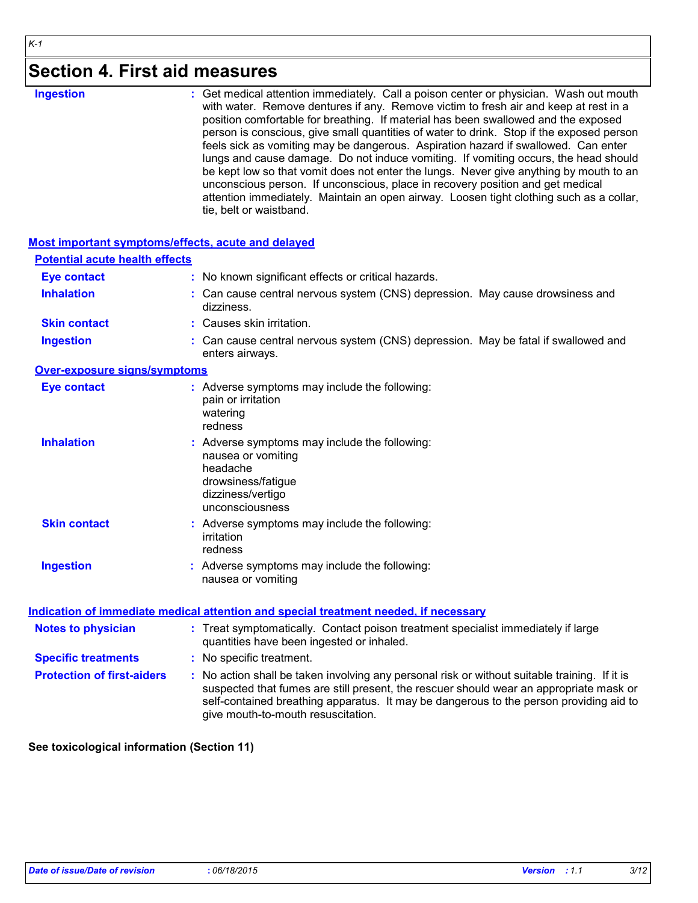# Section 4. First aid measures

| | |
|---|---|
| **Ingestion** | Get medical attention immediately. Call a poison center or physician. Wash out mouth with water. Remove dentures if any. Remove victim to fresh air and keep at rest in a position comfortable for breathing. If material has been swallowed and the exposed person is conscious, give small quantities of water to drink. Stop if the exposed person feels sick as vomiting may be dangerous. Aspiration hazard if swallowed. Can enter lungs and cause damage. Do not induce vomiting. If vomiting occurs, the head should be kept low so that vomit does not enter the lungs. Never give anything by mouth to an unconscious person. If unconscious, place in recovery position and get medical attention immediately. Maintain an open airway. Loosen tight clothing such as a collar, tie, belt or waistband. |

## Most important symptoms/effects, acute and delayed

### Potential acute health effects

| | |
|---|---|
| **Eye contact** | No known significant effects or critical hazards. |
| **Inhalation** | Can cause central nervous system (CNS) depression. May cause drowsiness and dizziness. |
| **Skin contact** | Causes skin irritation. |
| **Ingestion** | Can cause central nervous system (CNS) depression. May be fatal if swallowed and enters airways. |

### Over-exposure signs/symptoms

| | |
|---|---|
| **Eye contact** | Adverse symptoms may include the following:<br>pain or irritation<br>watering<br>redness |
| **Inhalation** | Adverse symptoms may include the following:<br>nausea or vomiting<br>headache<br>drowsiness/fatigue<br>dizziness/vertigo<br>unconsciousness |
| **Skin contact** | Adverse symptoms may include the following:<br>irritation<br>redness |
| **Ingestion** | Adverse symptoms may include the following:<br>nausea or vomiting |

## Indication of immediate medical attention and special treatment needed, if necessary

| | |
|---|---|
| **Notes to physician** | Treat symptomatically. Contact poison treatment specialist immediately if large quantities have been ingested or inhaled. |
| **Specific treatments** | No specific treatment. |
| **Protection of first-aiders** | No action shall be taken involving any personal risk or without suitable training. If it is suspected that fumes are still present, the rescuer should wear an appropriate mask or self-contained breathing apparatus. It may be dangerous to the person providing aid to give mouth-to-mouth resuscitation. |

**See toxicological information (Section 11)**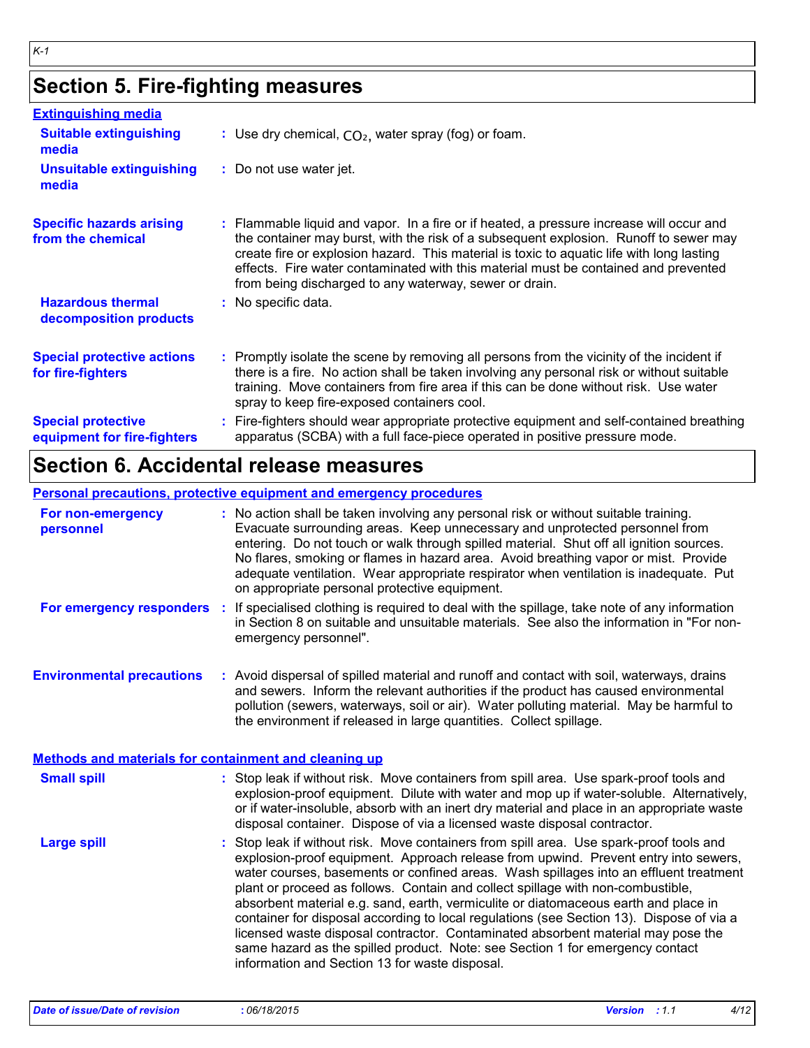## Section 5. Fire-fighting measures

### Extinguishing media

**Suitable extinguishing media** : Use dry chemical, $CO_2$, water spray (fog) or foam.

**Unsuitable extinguishing media** : Do not use water jet.

**Specific hazards arising from the chemical** : Flammable liquid and vapor. In a fire or if heated, a pressure increase will occur and the container may burst, with the risk of a subsequent explosion. Runoff to sewer may create fire or explosion hazard. This material is toxic to aquatic life with long lasting effects. Fire water contaminated with this material must be contained and prevented from being discharged to any waterway, sewer or drain.

**Hazardous thermal decomposition products** : No specific data.

**Special protective actions for fire-fighters** : Promptly isolate the scene by removing all persons from the vicinity of the incident if there is a fire. No action shall be taken involving any personal risk or without suitable training. Move containers from fire area if this can be done without risk. Use water spray to keep fire-exposed containers cool.

**Special protective equipment for fire-fighters** : Fire-fighters should wear appropriate protective equipment and self-contained breathing apparatus (SCBA) with a full face-piece operated in positive pressure mode.

## Section 6. Accidental release measures

### Personal precautions, protective equipment and emergency procedures

**For non-emergency personnel** : No action shall be taken involving any personal risk or without suitable training. Evacuate surrounding areas. Keep unnecessary and unprotected personnel from entering. Do not touch or walk through spilled material. Shut off all ignition sources. No flares, smoking or flames in hazard area. Avoid breathing vapor or mist. Provide adequate ventilation. Wear appropriate respirator when ventilation is inadequate. Put on appropriate personal protective equipment.

**For emergency responders** : If specialised clothing is required to deal with the spillage, take note of any information in Section 8 on suitable and unsuitable materials. See also the information in "For non-emergency personnel".

**Environmental precautions** : Avoid dispersal of spilled material and runoff and contact with soil, waterways, drains and sewers. Inform the relevant authorities if the product has caused environmental pollution (sewers, waterways, soil or air). Water polluting material. May be harmful to the environment if released in large quantities. Collect spillage.

### Methods and materials for containment and cleaning up

**Small spill** : Stop leak if without risk. Move containers from spill area. Use spark-proof tools and explosion-proof equipment. Dilute with water and mop up if water-soluble. Alternatively, or if water-insoluble, absorb with an inert dry material and place in an appropriate waste disposal container. Dispose of via a licensed waste disposal contractor.

**Large spill** : Stop leak if without risk. Move containers from spill area. Use spark-proof tools and explosion-proof equipment. Approach release from upwind. Prevent entry into sewers, water courses, basements or confined areas. Wash spillages into an effluent treatment plant or proceed as follows. Contain and collect spillage with non-combustible, absorbent material e.g. sand, earth, vermiculite or diatomaceous earth and place in container for disposal according to local regulations (see Section 13). Dispose of via a licensed waste disposal contractor. Contaminated absorbent material may pose the same hazard as the spilled product. Note: see Section 1 for emergency contact information and Section 13 for waste disposal.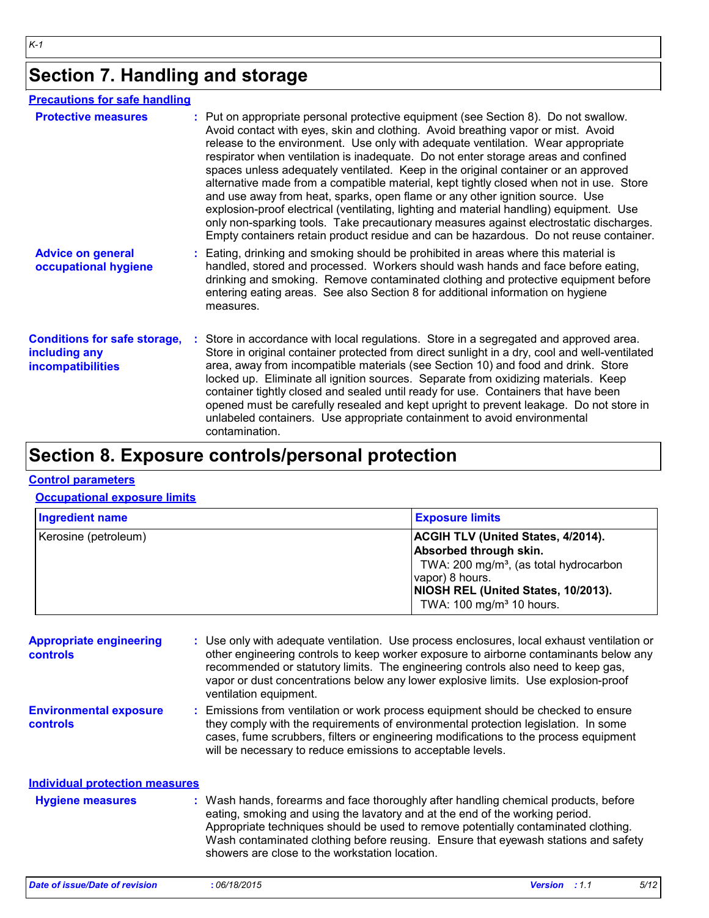## Section 7. Handling and storage

**Precautions for safe handling**

**Protective measures** : Put on appropriate personal protective equipment (see Section 8). Do not swallow. Avoid contact with eyes, skin and clothing. Avoid breathing vapor or mist. Avoid release to the environment. Use only with adequate ventilation. Wear appropriate respirator when ventilation is inadequate. Do not enter storage areas and confined spaces unless adequately ventilated. Keep in the original container or an approved alternative made from a compatible material, kept tightly closed when not in use. Store and use away from heat, sparks, open flame or any other ignition source. Use explosion-proof electrical (ventilating, lighting and material handling) equipment. Use only non-sparking tools. Take precautionary measures against electrostatic discharges. Empty containers retain product residue and can be hazardous. Do not reuse container.

**Advice on general occupational hygiene** : Eating, drinking and smoking should be prohibited in areas where this material is handled, stored and processed. Workers should wash hands and face before eating, drinking and smoking. Remove contaminated clothing and protective equipment before entering eating areas. See also Section 8 for additional information on hygiene measures.

**Conditions for safe storage, including any incompatibilities** : Store in accordance with local regulations. Store in a segregated and approved area. Store in original container protected from direct sunlight in a dry, cool and well-ventilated area, away from incompatible materials (see Section 10) and food and drink. Store locked up. Eliminate all ignition sources. Separate from oxidizing materials. Keep container tightly closed and sealed until ready for use. Containers that have been opened must be carefully resealed and kept upright to prevent leakage. Do not store in unlabeled containers. Use appropriate containment to avoid environmental contamination.

## Section 8. Exposure controls/personal protection

**Control parameters**

**Occupational exposure limits**

| Ingredient name | Exposure limits |
|---|---|
| Kerosine (petroleum) | **ACGIH TLV (United States, 4/2014). Absorbed through skin.**<br>TWA: 200 mg/m³, (as total hydrocarbon vapor) 8 hours.<br>**NIOSH REL (United States, 10/2013).**<br>TWA: 100 mg/m³ 10 hours. |

**Appropriate engineering controls** : Use only with adequate ventilation. Use process enclosures, local exhaust ventilation or other engineering controls to keep worker exposure to airborne contaminants below any recommended or statutory limits. The engineering controls also need to keep gas, vapor or dust concentrations below any lower explosive limits. Use explosion-proof ventilation equipment.

**Environmental exposure controls** : Emissions from ventilation or work process equipment should be checked to ensure they comply with the requirements of environmental protection legislation. In some cases, fume scrubbers, filters or engineering modifications to the process equipment will be necessary to reduce emissions to acceptable levels.

**Individual protection measures**

**Hygiene measures** : Wash hands, forearms and face thoroughly after handling chemical products, before eating, smoking and using the lavatory and at the end of the working period. Appropriate techniques should be used to remove potentially contaminated clothing. Wash contaminated clothing before reusing. Ensure that eyewash stations and safety showers are close to the workstation location.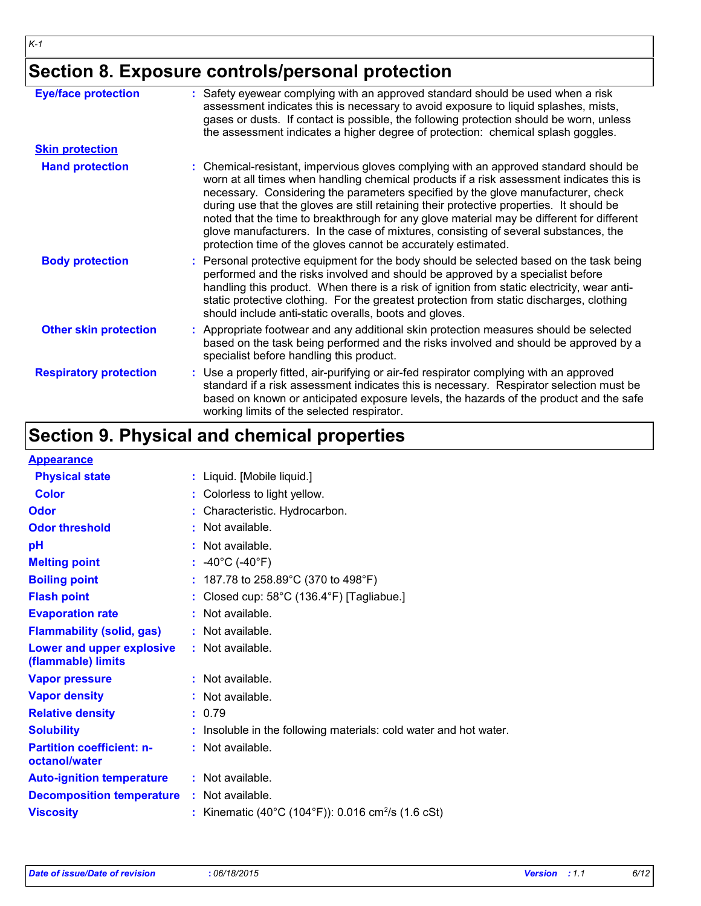## Section 8. Exposure controls/personal protection

| | |
|---|---|
| **Eye/face protection** | Safety eyewear complying with an approved standard should be used when a risk assessment indicates this is necessary to avoid exposure to liquid splashes, mists, gases or dusts. If contact is possible, the following protection should be worn, unless the assessment indicates a higher degree of protection: chemical splash goggles. |
| **Skin protection** | |
| **Hand protection** | Chemical-resistant, impervious gloves complying with an approved standard should be worn at all times when handling chemical products if a risk assessment indicates this is necessary. Considering the parameters specified by the glove manufacturer, check during use that the gloves are still retaining their protective properties. It should be noted that the time to breakthrough for any glove material may be different for different glove manufacturers. In the case of mixtures, consisting of several substances, the protection time of the gloves cannot be accurately estimated. |
| **Body protection** | Personal protective equipment for the body should be selected based on the task being performed and the risks involved and should be approved by a specialist before handling this product. When there is a risk of ignition from static electricity, wear anti-static protective clothing. For the greatest protection from static discharges, clothing should include anti-static overalls, boots and gloves. |
| **Other skin protection** | Appropriate footwear and any additional skin protection measures should be selected based on the task being performed and the risks involved and should be approved by a specialist before handling this product. |
| **Respiratory protection** | Use a properly fitted, air-purifying or air-fed respirator complying with an approved standard if a risk assessment indicates this is necessary. Respirator selection must be based on known or anticipated exposure levels, the hazards of the product and the safe working limits of the selected respirator. |

## Section 9. Physical and chemical properties

| | |
|---|---|
| **Appearance** | |
| **Physical state** | Liquid. [Mobile liquid.] |
| **Color** | Colorless to light yellow. |
| **Odor** | Characteristic. Hydrocarbon. |
| **Odor threshold** | Not available. |
| **pH** | Not available. |
| **Melting point** | -40°C (-40°F) |
| **Boiling point** | 187.78 to 258.89°C (370 to 498°F) |
| **Flash point** | Closed cup: 58°C (136.4°F) [Tagliabue.] |
| **Evaporation rate** | Not available. |
| **Flammability (solid, gas)** | Not available. |
| **Lower and upper explosive (flammable) limits** | Not available. |
| **Vapor pressure** | Not available. |
| **Vapor density** | Not available. |
| **Relative density** | 0.79 |
| **Solubility** | Insoluble in the following materials: cold water and hot water. |
| **Partition coefficient: n-octanol/water** | Not available. |
| **Auto-ignition temperature** | Not available. |
| **Decomposition temperature** | Not available. |
| **Viscosity** | Kinematic (40°C (104°F)): 0.016 $cm^2/s$ (1.6 cSt) |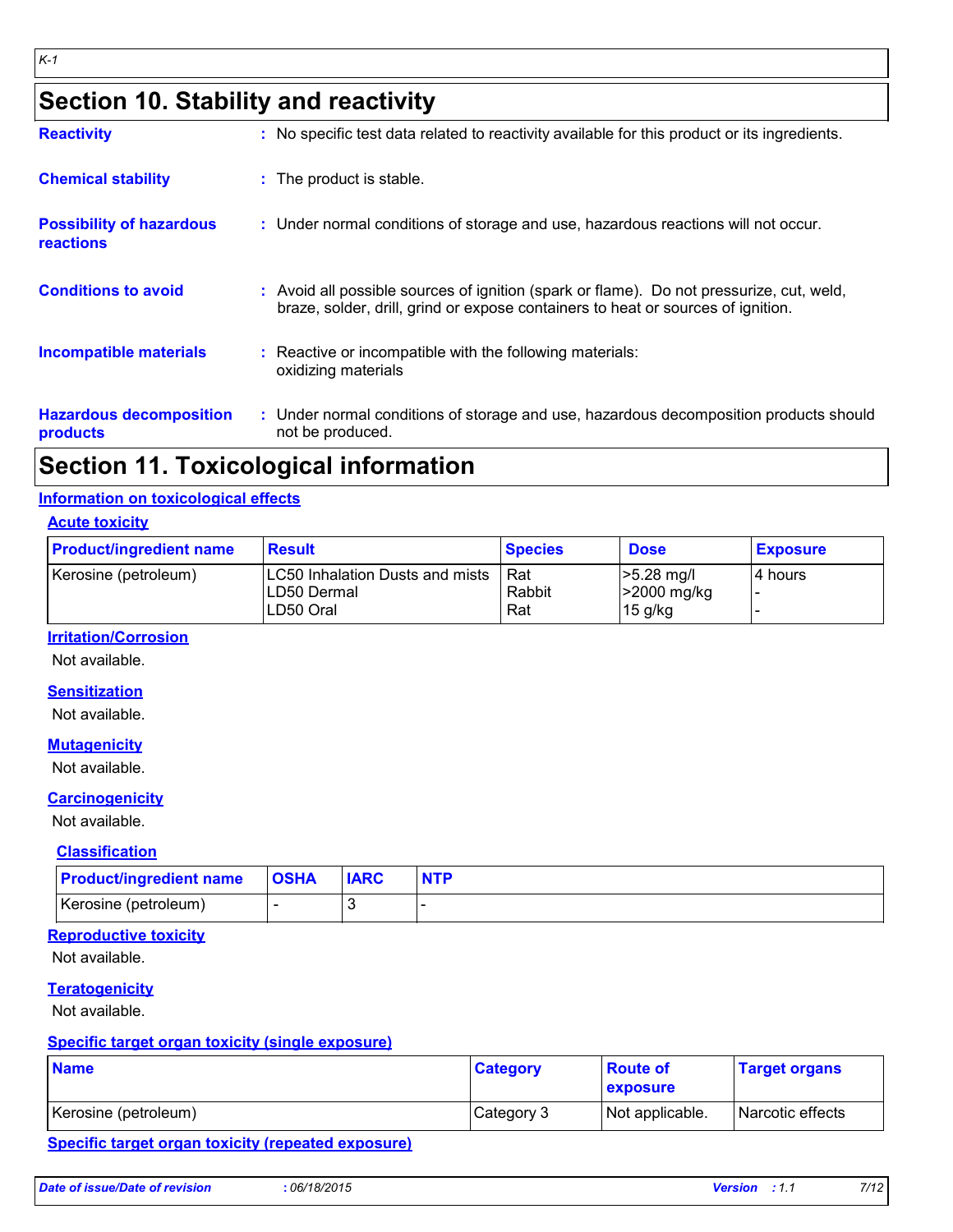# Section 10. Stability and reactivity

**Reactivity** : No specific test data related to reactivity available for this product or its ingredients.

**Chemical stability** : The product is stable.

**Possibility of hazardous reactions** : Under normal conditions of storage and use, hazardous reactions will not occur.

**Conditions to avoid** : Avoid all possible sources of ignition (spark or flame). Do not pressurize, cut, weld, braze, solder, drill, grind or expose containers to heat or sources of ignition.

**Incompatible materials** : Reactive or incompatible with the following materials: oxidizing materials

**Hazardous decomposition products** : Under normal conditions of storage and use, hazardous decomposition products should not be produced.

# Section 11. Toxicological information

## Information on toxicological effects

### Acute toxicity

| Product/ingredient name | Result | Species | Dose | Exposure |
|---|---|---|---|---|
| Kerosine (petroleum) | LC50 Inhalation Dusts and mists<br>LD50 Dermal<br>LD50 Oral | Rat<br>Rabbit<br>Rat | >5.28 mg/l<br>>2000 mg/kg<br>15 g/kg | 4 hours<br>-<br>- |

### Irritation/Corrosion

Not available.

### Sensitization

Not available.

### Mutagenicity

Not available.

### Carcinogenicity

Not available.

#### Classification

| Product/ingredient name | OSHA | IARC | NTP |
|---|---|---|---|
| Kerosine (petroleum) | - | 3 | - |

### Reproductive toxicity

Not available.

### Teratogenicity

Not available.

### Specific target organ toxicity (single exposure)

| Name | Category | Route of exposure | Target organs |
|---|---|---|---|
| Kerosine (petroleum) | Category 3 | Not applicable. | Narcotic effects |

### Specific target organ toxicity (repeated exposure)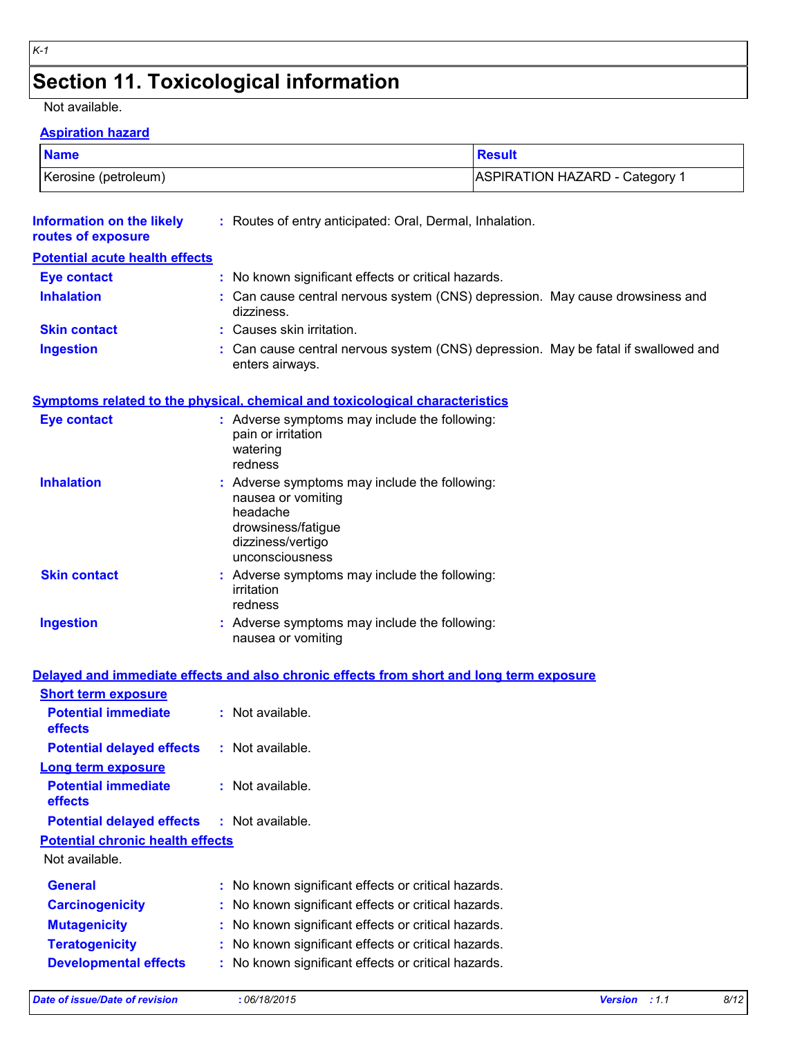# Section 11. Toxicological information

Not available.

**Aspiration hazard**

| Name | Result |
|---|---|
| Kerosine (petroleum) | ASPIRATION HAZARD - Category 1 |

**Information on the likely routes of exposure** : Routes of entry anticipated: Oral, Dermal, Inhalation.

**Potential acute health effects**

**Eye contact** : No known significant effects or critical hazards.

**Inhalation** : Can cause central nervous system (CNS) depression. May cause drowsiness and dizziness.

**Skin contact** : Causes skin irritation.

**Ingestion** : Can cause central nervous system (CNS) depression. May be fatal if swallowed and enters airways.

**Symptoms related to the physical, chemical and toxicological characteristics**

**Eye contact** : Adverse symptoms may include the following:
pain or irritation
watering
redness

**Inhalation** : Adverse symptoms may include the following:
nausea or vomiting
headache
drowsiness/fatigue
dizziness/vertigo
unconsciousness

**Skin contact** : Adverse symptoms may include the following:
irritation
redness

**Ingestion** : Adverse symptoms may include the following:
nausea or vomiting

**Delayed and immediate effects and also chronic effects from short and long term exposure**

**Short term exposure**

**Potential immediate effects** : Not available.

**Potential delayed effects** : Not available.

**Long term exposure**

**Potential immediate effects** : Not available.

**Potential delayed effects** : Not available.

**Potential chronic health effects**

Not available.

**General** : No known significant effects or critical hazards.

**Carcinogenicity** : No known significant effects or critical hazards.

**Mutagenicity** : No known significant effects or critical hazards.

**Teratogenicity** : No known significant effects or critical hazards.

**Developmental effects** : No known significant effects or critical hazards.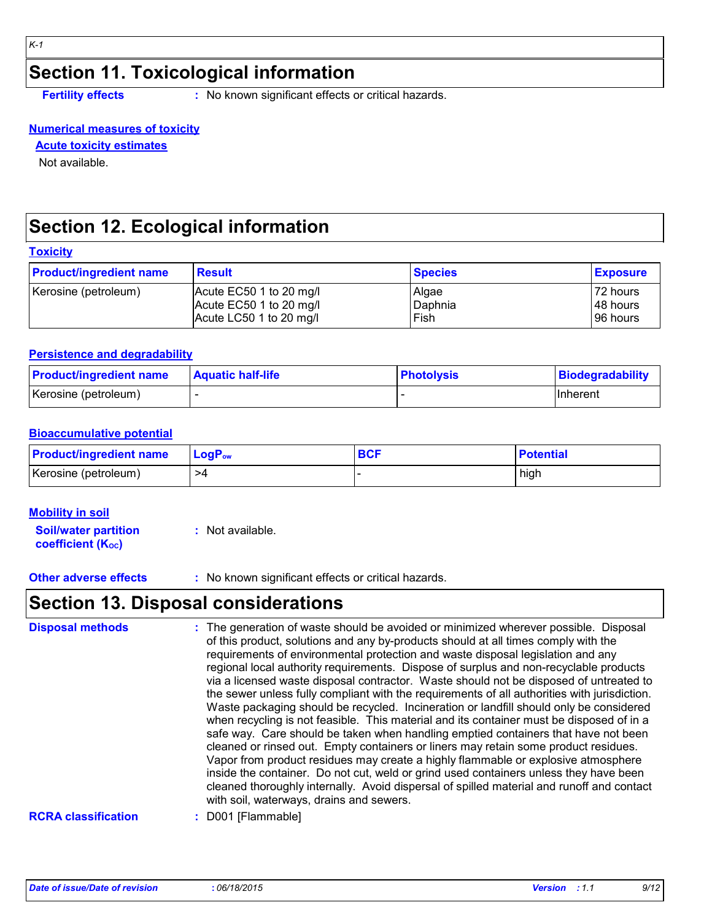## Section 11. Toxicological information

**Fertility effects** : No known significant effects or critical hazards.

**Numerical measures of toxicity**

**Acute toxicity estimates**

Not available.

## Section 12. Ecological information

**Toxicity**

| Product/ingredient name | Result | Species | Exposure |
|---|---|---|---|
| Kerosine (petroleum) | Acute EC50 1 to 20 mg/l<br>Acute EC50 1 to 20 mg/l<br>Acute LC50 1 to 20 mg/l | Algae<br>Daphnia<br>Fish | 72 hours<br>48 hours<br>96 hours |

**Persistence and degradability**

| Product/ingredient name | Aquatic half-life | Photolysis | Biodegradability |
|---|---|---|---|
| Kerosine (petroleum) | - | - | Inherent |

**Bioaccumulative potential**

| Product/ingredient name | $LogP_{ow}$ | BCF | Potential |
|---|---|---|---|
| Kerosine (petroleum) | >4 | - | high |

**Mobility in soil**

**Soil/water partition coefficient ($K_{OC}$)** : Not available.

**Other adverse effects** : No known significant effects or critical hazards.

## Section 13. Disposal considerations

**Disposal methods** : The generation of waste should be avoided or minimized wherever possible. Disposal of this product, solutions and any by-products should at all times comply with the requirements of environmental protection and waste disposal legislation and any regional local authority requirements. Dispose of surplus and non-recyclable products via a licensed waste disposal contractor. Waste should not be disposed of untreated to the sewer unless fully compliant with the requirements of all authorities with jurisdiction. Waste packaging should be recycled. Incineration or landfill should only be considered when recycling is not feasible. This material and its container must be disposed of in a safe way. Care should be taken when handling emptied containers that have not been cleaned or rinsed out. Empty containers or liners may retain some product residues. Vapor from product residues may create a highly flammable or explosive atmosphere inside the container. Do not cut, weld or grind used containers unless they have been cleaned thoroughly internally. Avoid dispersal of spilled material and runoff and contact with soil, waterways, drains and sewers.

**RCRA classification** : D001 [Flammable]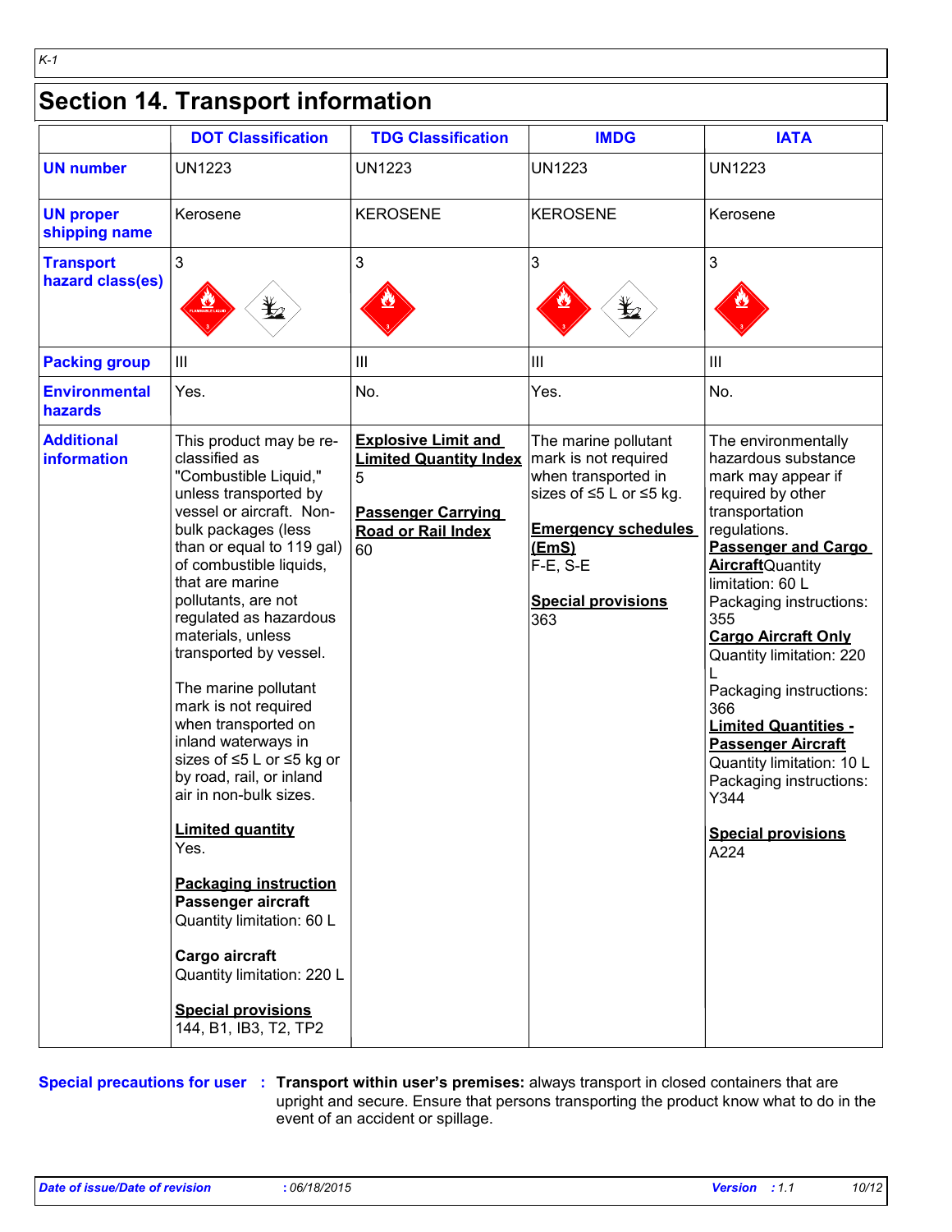# Section 14. Transport information

| | DOT Classification | TDG Classification | IMDG | IATA |
|---|---|---|---|---|
| **UN number** | UN1223 | UN1223 | UN1223 | UN1223 |
| **UN proper shipping name** | Kerosene | KEROSENE | KEROSENE | Kerosene |
| **Transport hazard class(es)** | 3 | 3 | 3 | 3 |
| **Packing group** | III | III | III | III |
| **Environmental hazards** | Yes. | No. | Yes. | No. |
| **Additional information** | This product may be re-classified as "Combustible Liquid," unless transported by vessel or aircraft. Non-bulk packages (less than or equal to 119 gal) of combustible liquids, that are marine pollutants, are not regulated as hazardous materials, unless transported by vessel.<br><br>The marine pollutant mark is not required when transported on inland waterways in sizes of ≤5 L or ≤5 kg or by road, rail, or inland air in non-bulk sizes.<br><br>**Limited quantity**<br>Yes.<br><br>**Packaging instruction**<br>**Passenger aircraft**<br>Quantity limitation: 60 L<br><br>**Cargo aircraft**<br>Quantity limitation: 220 L<br><br>**Special provisions**<br>144, B1, IB3, T2, TP2 | **Explosive Limit and Limited Quantity Index**<br>5<br><br>**Passenger Carrying Road or Rail Index**<br>60 | The marine pollutant mark is not required when transported in sizes of ≤5 L or ≤5 kg.<br><br>**Emergency schedules (EmS)**<br>F-E, S-E<br><br>**Special provisions**<br>363 | The environmentally hazardous substance mark may appear if required by other transportation regulations.<br>**Passenger and Cargo Aircraft** Quantity limitation: 60 L<br>Packaging instructions: 355<br>**Cargo Aircraft Only**<br>Quantity limitation: 220 L<br>Packaging instructions: 366<br>**Limited Quantities - Passenger Aircraft**<br>Quantity limitation: 10 L<br>Packaging instructions: Y344<br><br>**Special provisions**<br>A224 |

**Special precautions for user** : **Transport within user's premises:** always transport in closed containers that are upright and secure. Ensure that persons transporting the product know what to do in the event of an accident or spillage.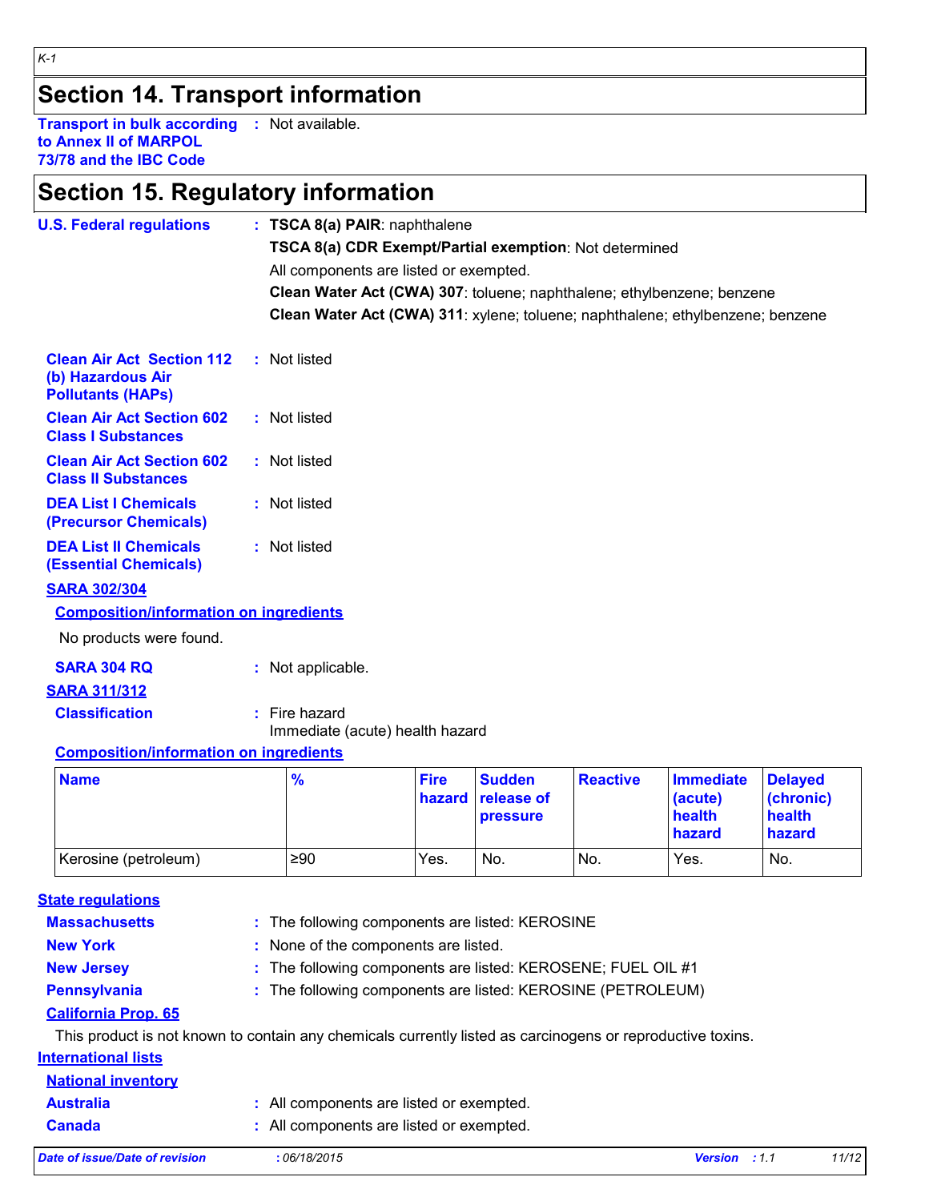K-1

# Section 14. Transport information

**Transport in bulk according to Annex II of MARPOL 73/78 and the IBC Code** : Not available.

# Section 15. Regulatory information

**U.S. Federal regulations** : **TSCA 8(a) PAIR**: naphthalene

**TSCA 8(a) CDR Exempt/Partial exemption**: Not determined

All components are listed or exempted.

**Clean Water Act (CWA) 307**: toluene; naphthalene; ethylbenzene; benzene

**Clean Water Act (CWA) 311**: xylene; toluene; naphthalene; ethylbenzene; benzene

**Clean Air Act Section 112 (b) Hazardous Air Pollutants (HAPs)** : Not listed

**Clean Air Act Section 602 Class I Substances** : Not listed

**Clean Air Act Section 602 Class II Substances** : Not listed

**DEA List I Chemicals (Precursor Chemicals)** : Not listed

**DEA List II Chemicals (Essential Chemicals)** : Not listed

**SARA 302/304**

**Composition/information on ingredients**

No products were found.

**SARA 304 RQ** : Not applicable.

**SARA 311/312**

**Classification** : Fire hazard
Immediate (acute) health hazard

**Composition/information on ingredients**

| Name | % | Fire hazard | Sudden release of pressure | Reactive | Immediate (acute) health hazard | Delayed (chronic) health hazard |
|---|---|---|---|---|---|---|
| Kerosine (petroleum) | ≥90 | Yes. | No. | No. | Yes. | No. |

**State regulations**

**Massachusetts** : The following components are listed: KEROSINE

**New York** : None of the components are listed.

**New Jersey** : The following components are listed: KEROSENE; FUEL OIL #1

**Pennsylvania** : The following components are listed: KEROSINE (PETROLEUM)

**California Prop. 65**

This product is not known to contain any chemicals currently listed as carcinogens or reproductive toxins.

**International lists**

**National inventory**

**Australia** : All components are listed or exempted.

**Canada** : All components are listed or exempted.

*Date of issue/Date of revision* : *06/18/2015* *Version* : *1.1*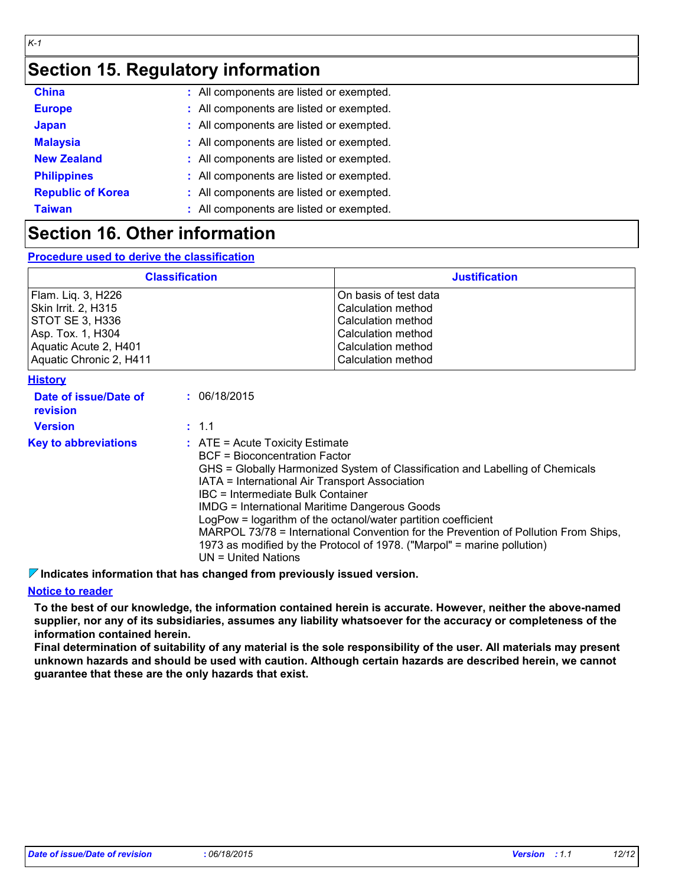## Section 15. Regulatory information

**China** : All components are listed or exempted.
**Europe** : All components are listed or exempted.
**Japan** : All components are listed or exempted.
**Malaysia** : All components are listed or exempted.
**New Zealand** : All components are listed or exempted.
**Philippines** : All components are listed or exempted.
**Republic of Korea** : All components are listed or exempted.
**Taiwan** : All components are listed or exempted.

## Section 16. Other information

**Procedure used to derive the classification**

| Classification | Justification |
|---|---|
| Flam. Liq. 3, H226 | On basis of test data |
| Skin Irrit. 2, H315 | Calculation method |
| STOT SE 3, H336 | Calculation method |
| Asp. Tox. 1, H304 | Calculation method |
| Aquatic Acute 2, H401 | Calculation method |
| Aquatic Chronic 2, H411 | Calculation method |

**History**

**Date of issue/Date of revision** : 06/18/2015

**Version** : 1.1

**Key to abbreviations** :
ATE = Acute Toxicity Estimate
BCF = Bioconcentration Factor
GHS = Globally Harmonized System of Classification and Labelling of Chemicals
IATA = International Air Transport Association
IBC = Intermediate Bulk Container
IMDG = International Maritime Dangerous Goods
LogPow = logarithm of the octanol/water partition coefficient
MARPOL 73/78 = International Convention for the Prevention of Pollution From Ships, 1973 as modified by the Protocol of 1978. ("Marpol" = marine pollution)
UN = United Nations

**Indicates information that has changed from previously issued version.**

**Notice to reader**

**To the best of our knowledge, the information contained herein is accurate. However, neither the above-named supplier, nor any of its subsidiaries, assumes any liability whatsoever for the accuracy or completeness of the information contained herein.**
**Final determination of suitability of any material is the sole responsibility of the user. All materials may present unknown hazards and should be used with caution. Although certain hazards are described herein, we cannot guarantee that these are the only hazards that exist.**